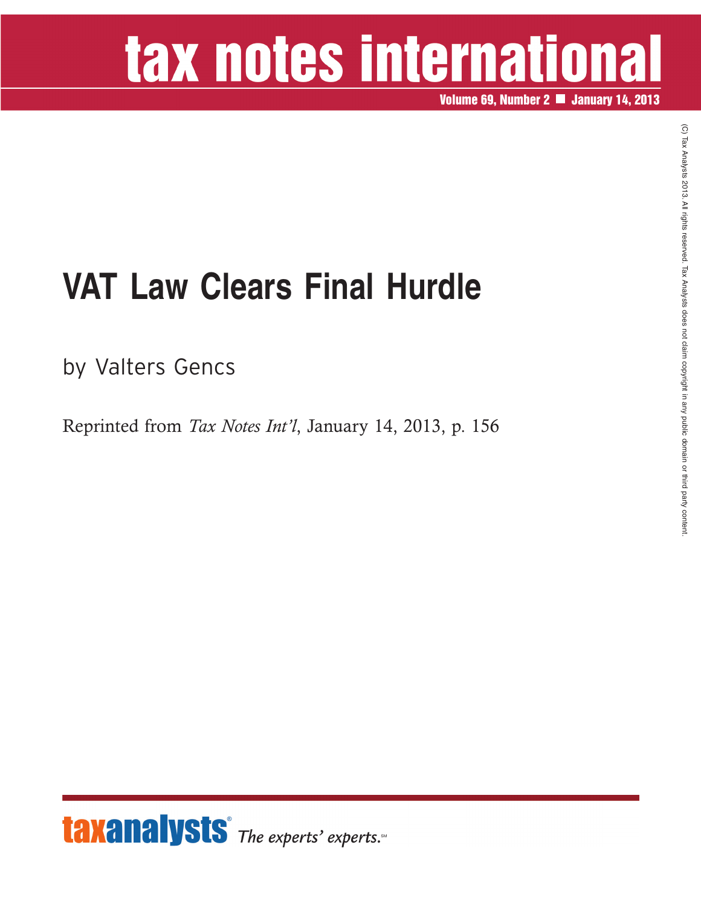# VAT Law Clears Final Hurdle

by Valters Gencs

Reprinted from *Tax Notes Int'l*, January 14, 2013, p. 156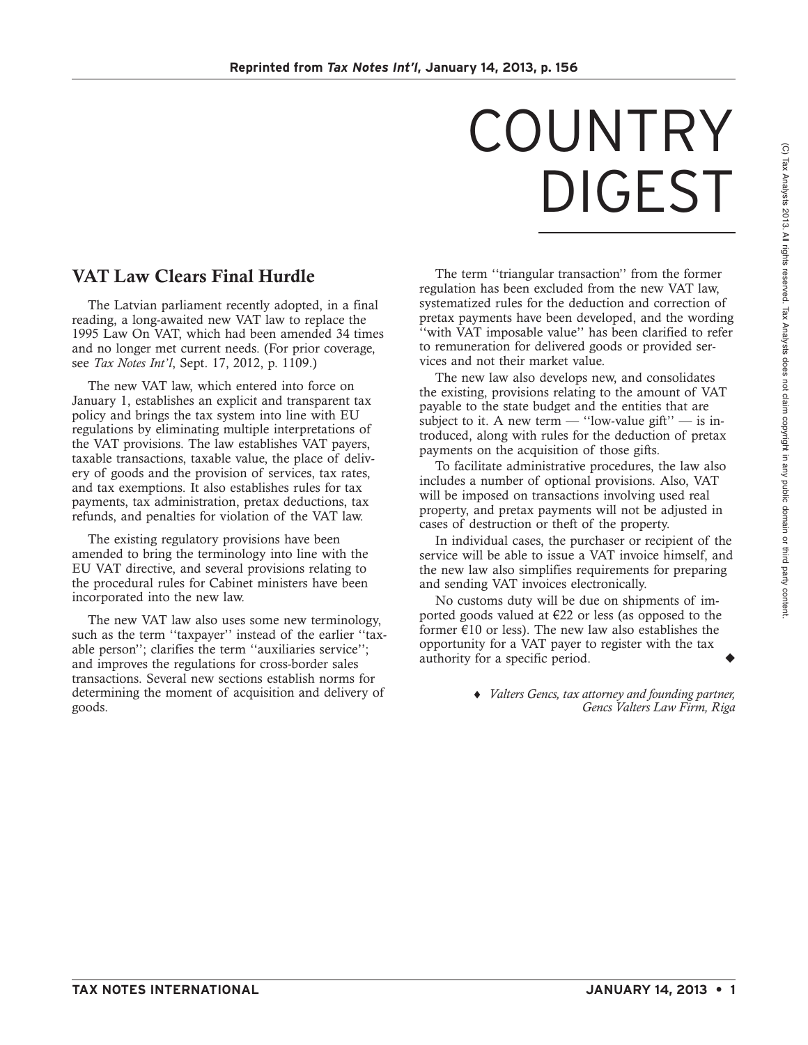# COUNTRY DIGEST

## VAT Law Clears Final Hurdle

The Latvian parliament recently adopted, in a final reading, a long-awaited new VAT law to replace the 1995 Law On VAT, which had been amended 34 times and no longer met current needs. (For prior coverage, see *Tax Notes Int'l*, Sept. 17, 2012, p. 1109.)

The new VAT law, which entered into force on January 1, establishes an explicit and transparent tax policy and brings the tax system into line with EU regulations by eliminating multiple interpretations of the VAT provisions. The law establishes VAT payers, taxable transactions, taxable value, the place of delivery of goods and the provision of services, tax rates, and tax exemptions. It also establishes rules for tax payments, tax administration, pretax deductions, tax refunds, and penalties for violation of the VAT law.

The existing regulatory provisions have been amended to bring the terminology into line with the EU VAT directive, and several provisions relating to the procedural rules for Cabinet ministers have been incorporated into the new law.

The new VAT law also uses some new terminology, such as the term ''taxpayer'' instead of the earlier ''taxable person''; clarifies the term ''auxiliaries service''; and improves the regulations for cross-border sales transactions. Several new sections establish norms for determining the moment of acquisition and delivery of goods.

The term ''triangular transaction'' from the former regulation has been excluded from the new VAT law, systematized rules for the deduction and correction of pretax payments have been developed, and the wording ''with VAT imposable value'' has been clarified to refer to remuneration for delivered goods or provided services and not their market value.

The new law also develops new, and consolidates the existing, provisions relating to the amount of VAT payable to the state budget and the entities that are subject to it. A new term — ''low-value gift'' — is introduced, along with rules for the deduction of pretax payments on the acquisition of those gifts.

To facilitate administrative procedures, the law also includes a number of optional provisions. Also, VAT will be imposed on transactions involving used real property, and pretax payments will not be adjusted in cases of destruction or theft of the property.

In individual cases, the purchaser or recipient of the service will be able to issue a VAT invoice himself, and the new law also simplifies requirements for preparing and sending VAT invoices electronically.

No customs duty will be due on shipments of imported goods valued at €22 or less (as opposed to the former €10 or less). The new law also establishes the opportunity for a VAT payer to register with the tax authority for a specific period. ◆

♦ *Valters Gencs, tax attorney and founding partner, Gencs Valters Law Firm, Riga*